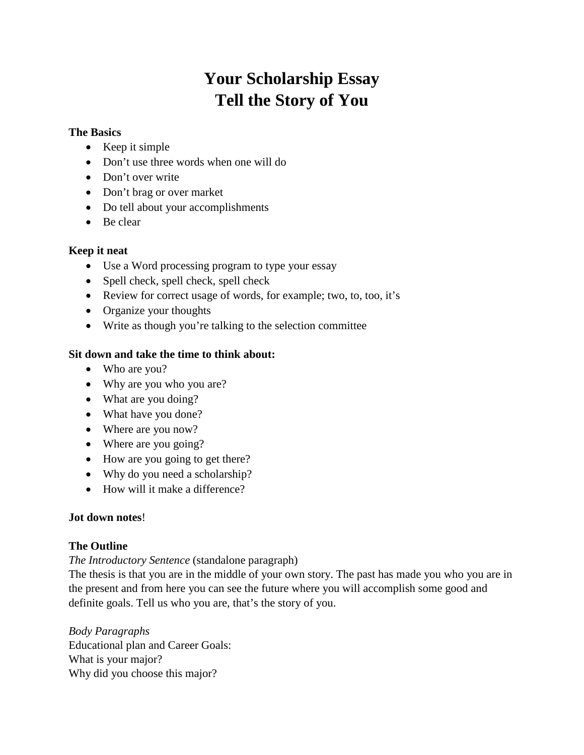# Your Scholarship Essay
# Tell the Story of You

**The Basics**

- Keep it simple
- Don't use three words when one will do
- Don't over write
- Don't brag or over market
- Do tell about your accomplishments
- Be clear

**Keep it neat**

- Use a Word processing program to type your essay
- Spell check, spell check, spell check
- Review for correct usage of words, for example; two, to, too, it's
- Organize your thoughts
- Write as though you're talking to the selection committee

**Sit down and take the time to think about:**

- Who are you?
- Why are you who you are?
- What are you doing?
- What have you done?
- Where are you now?
- Where are you going?
- How are you going to get there?
- Why do you need a scholarship?
- How will it make a difference?

**Jot down notes**!

**The Outline**

*The Introductory Sentence* (standalone paragraph)
The thesis is that you are in the middle of your own story. The past has made you who you are in the present and from here you can see the future where you will accomplish some good and definite goals. Tell us who you are, that's the story of you.

*Body Paragraphs*
Educational plan and Career Goals:
What is your major?
Why did you choose this major?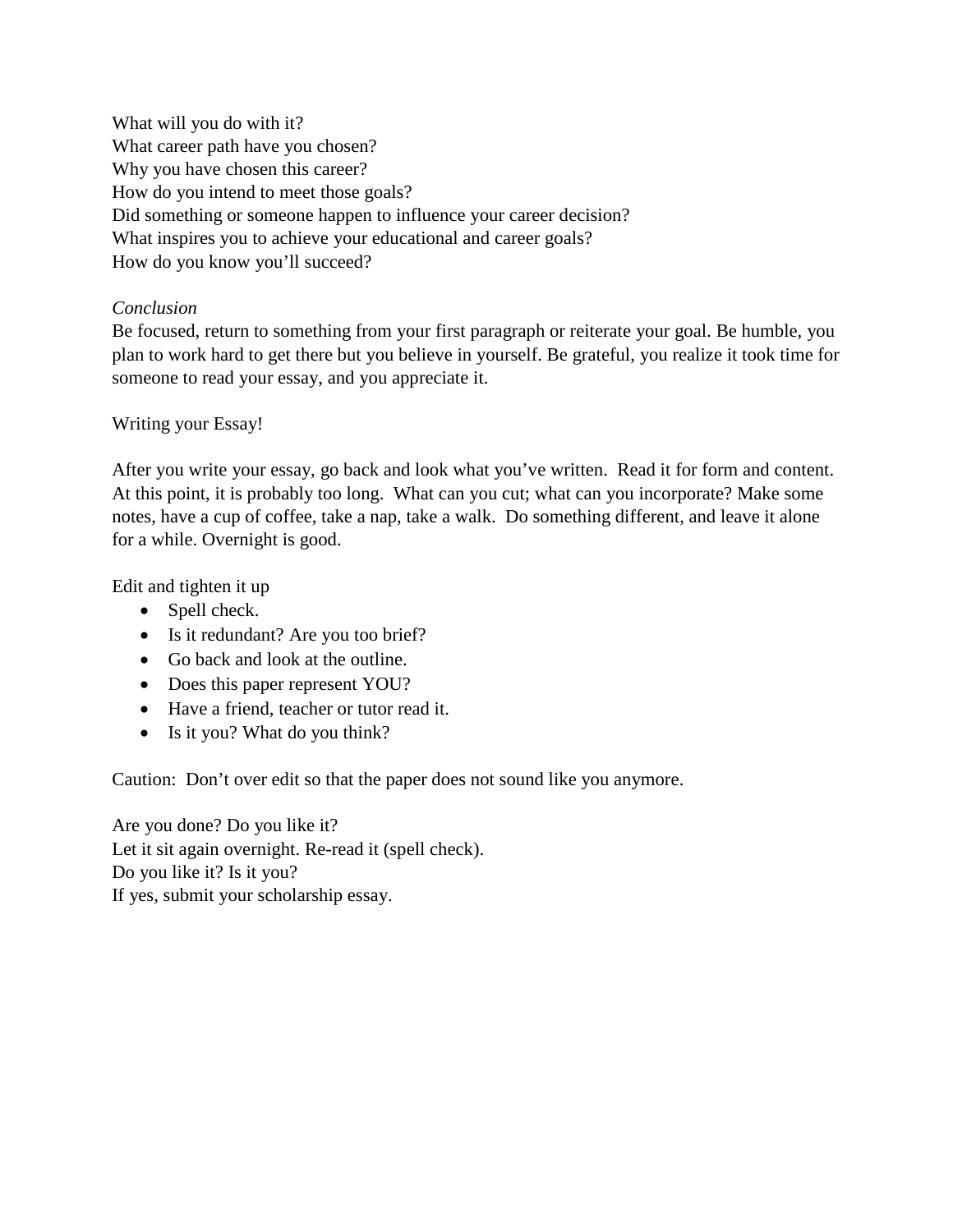What will you do with it?
What career path have you chosen?
Why you have chosen this career?
How do you intend to meet those goals?
Did something or someone happen to influence your career decision?
What inspires you to achieve your educational and career goals?
How do you know you'll succeed?

*Conclusion*
Be focused, return to something from your first paragraph or reiterate your goal. Be humble, you plan to work hard to get there but you believe in yourself. Be grateful, you realize it took time for someone to read your essay, and you appreciate it.

Writing your Essay!

After you write your essay, go back and look what you've written. Read it for form and content. At this point, it is probably too long. What can you cut; what can you incorporate? Make some notes, have a cup of coffee, take a nap, take a walk. Do something different, and leave it alone for a while. Overnight is good.

Edit and tighten it up

- Spell check.
- Is it redundant? Are you too brief?
- Go back and look at the outline.
- Does this paper represent YOU?
- Have a friend, teacher or tutor read it.
- Is it you? What do you think?

Caution: Don't over edit so that the paper does not sound like you anymore.

Are you done? Do you like it?
Let it sit again overnight. Re-read it (spell check).
Do you like it? Is it you?
If yes, submit your scholarship essay.